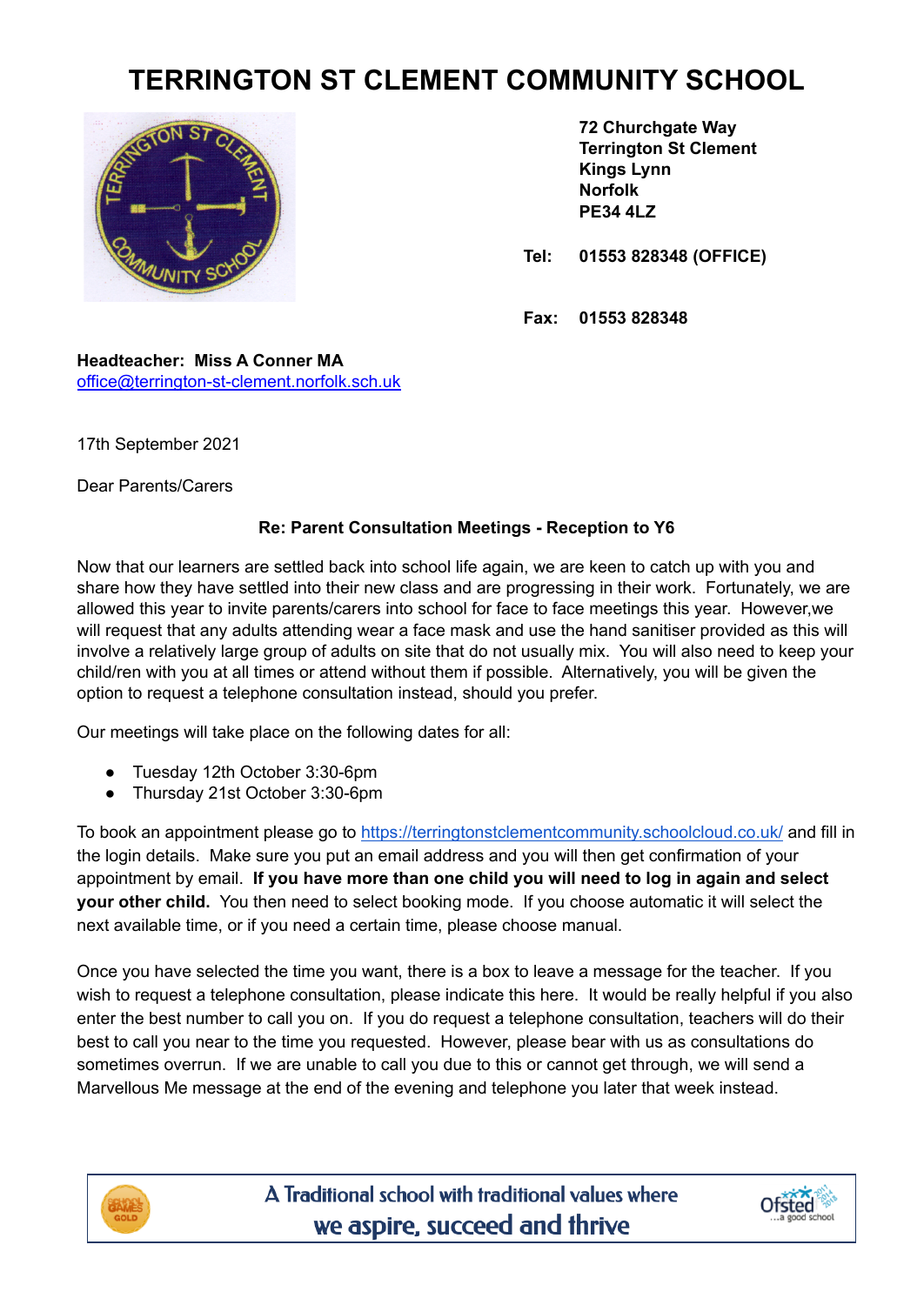# TERRINGTON ST CLEMENT COMMUNITY SCHOOL

**72 Churchgate Way**
**Terrington St Clement**
**Kings Lynn**
**Norfolk**
**PE34 4LZ**

**Tel: 01553 828348 (OFFICE)**

**Fax: 01553 828348**

**Headteacher: Miss A Conner MA**
office@terrington-st-clement.norfolk.sch.uk

17th September 2021

Dear Parents/Carers

**Re: Parent Consultation Meetings - Reception to Y6**

Now that our learners are settled back into school life again, we are keen to catch up with you and share how they have settled into their new class and are progressing in their work. Fortunately, we are allowed this year to invite parents/carers into school for face to face meetings this year. However,we will request that any adults attending wear a face mask and use the hand sanitiser provided as this will involve a relatively large group of adults on site that do not usually mix. You will also need to keep your child/ren with you at all times or attend without them if possible. Alternatively, you will be given the option to request a telephone consultation instead, should you prefer.

Our meetings will take place on the following dates for all:

- Tuesday 12th October 3:30-6pm
- Thursday 21st October 3:30-6pm

To book an appointment please go to https://terringtonstclementcommunity.schoolcloud.co.uk/ and fill in the login details. Make sure you put an email address and you will then get confirmation of your appointment by email. **If you have more than one child you will need to log in again and select your other child.** You then need to select booking mode. If you choose automatic it will select the next available time, or if you need a certain time, please choose manual.

Once you have selected the time you want, there is a box to leave a message for the teacher. If you wish to request a telephone consultation, please indicate this here. It would be really helpful if you also enter the best number to call you on. If you do request a telephone consultation, teachers will do their best to call you near to the time you requested. However, please bear with us as consultations do sometimes overrun. If we are unable to call you due to this or cannot get through, we will send a Marvellous Me message at the end of the evening and telephone you later that week instead.

A Traditional school with traditional values where we aspire, succeed and thrive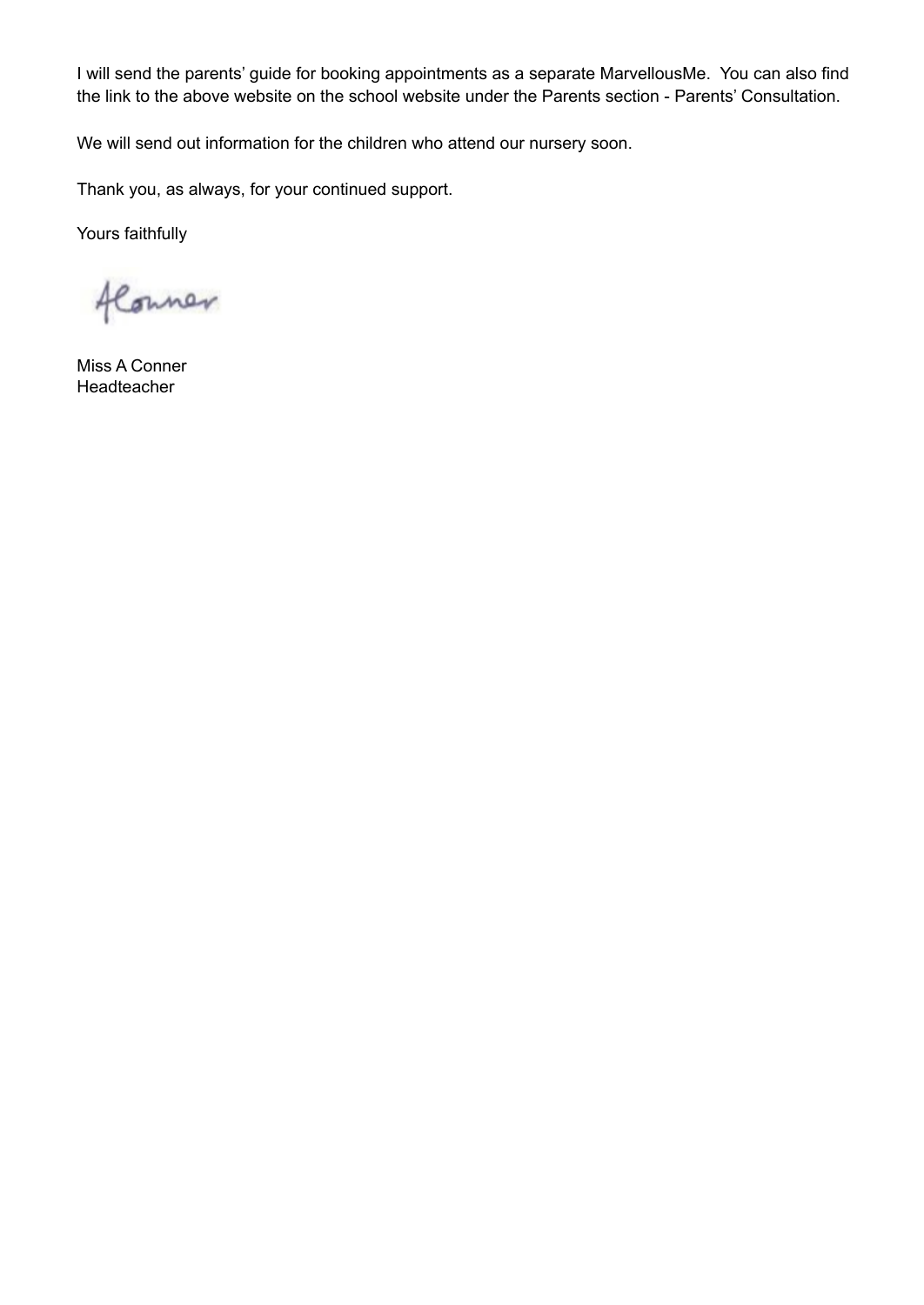I will send the parents' guide for booking appointments as a separate MarvellousMe. You can also find the link to the above website on the school website under the Parents section - Parents' Consultation.

We will send out information for the children who attend our nursery soon.

Thank you, as always, for your continued support.

Yours faithfully

AConner

Miss A Conner
Headteacher